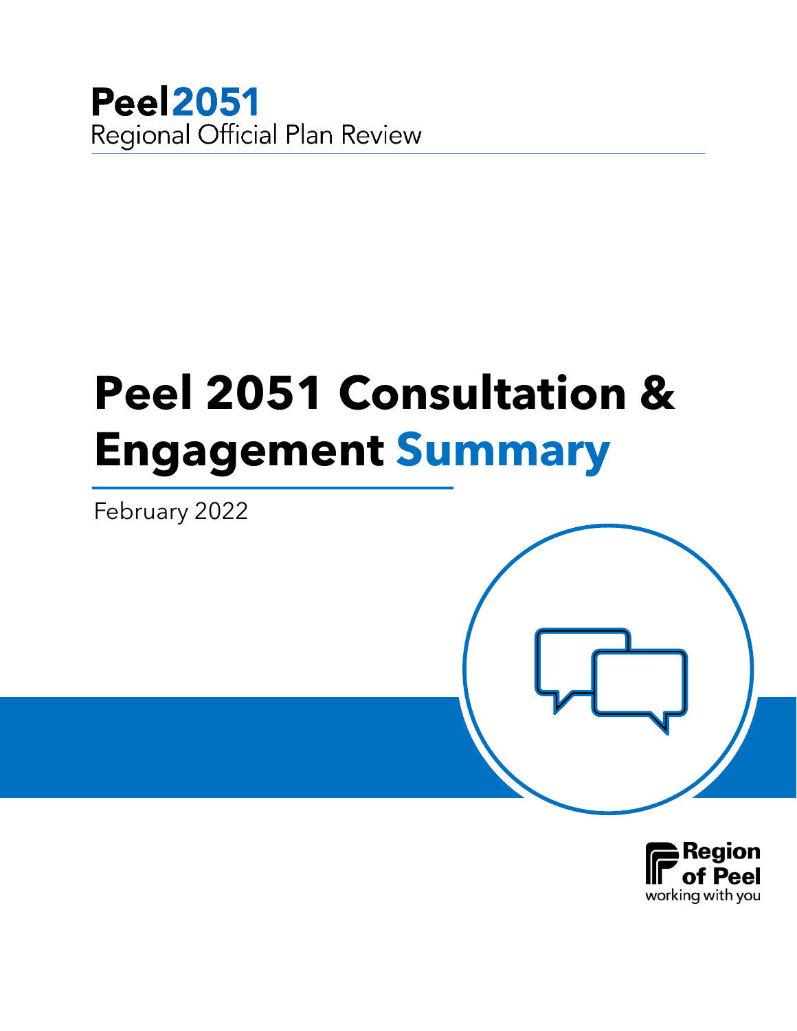**Peel2051**
Regional Official Plan Review

# Peel 2051 Consultation & Engagement Summary

February 2022

Region of Peel
working with you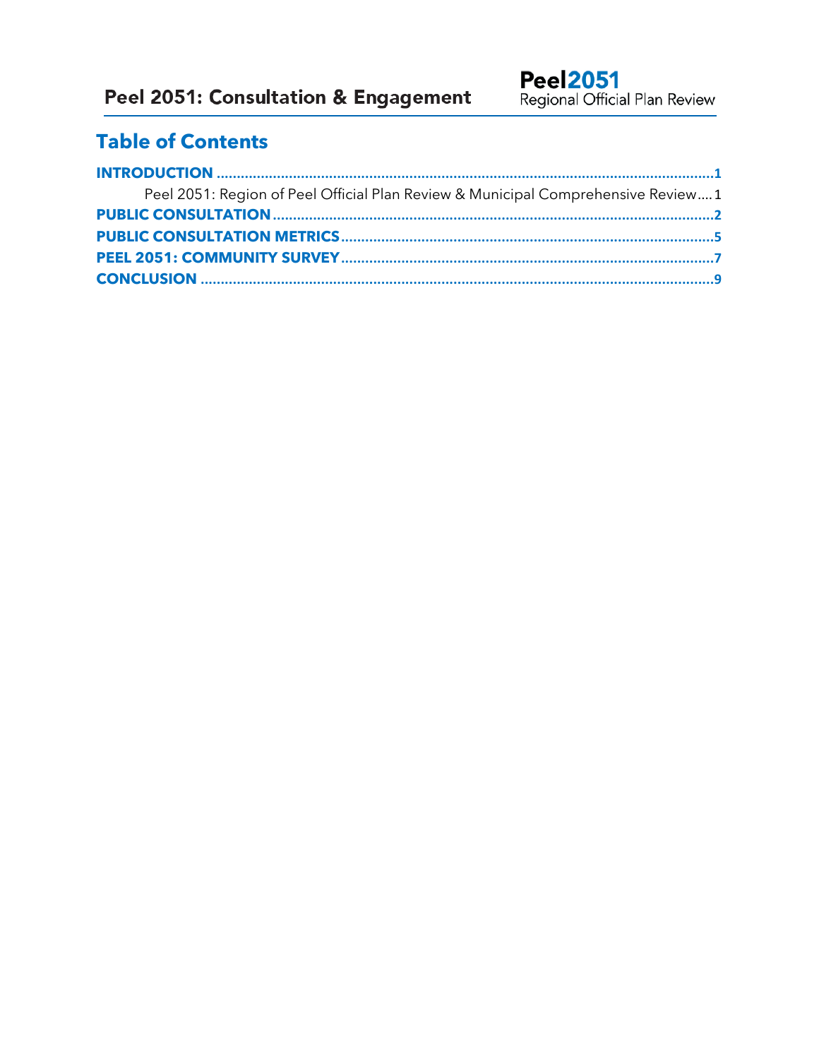# Table of Contents

**INTRODUCTION** ........................................................................................................................ **1**

Peel 2051: Region of Peel Official Plan Review & Municipal Comprehensive Review .... 1

**PUBLIC CONSULTATION** ........................................................................................................ **2**

**PUBLIC CONSULTATION METRICS** ....................................................................................... **5**

**PEEL 2051: COMMUNITY SURVEY** ....................................................................................... **7**

**CONCLUSION** ......................................................................................................................... **9**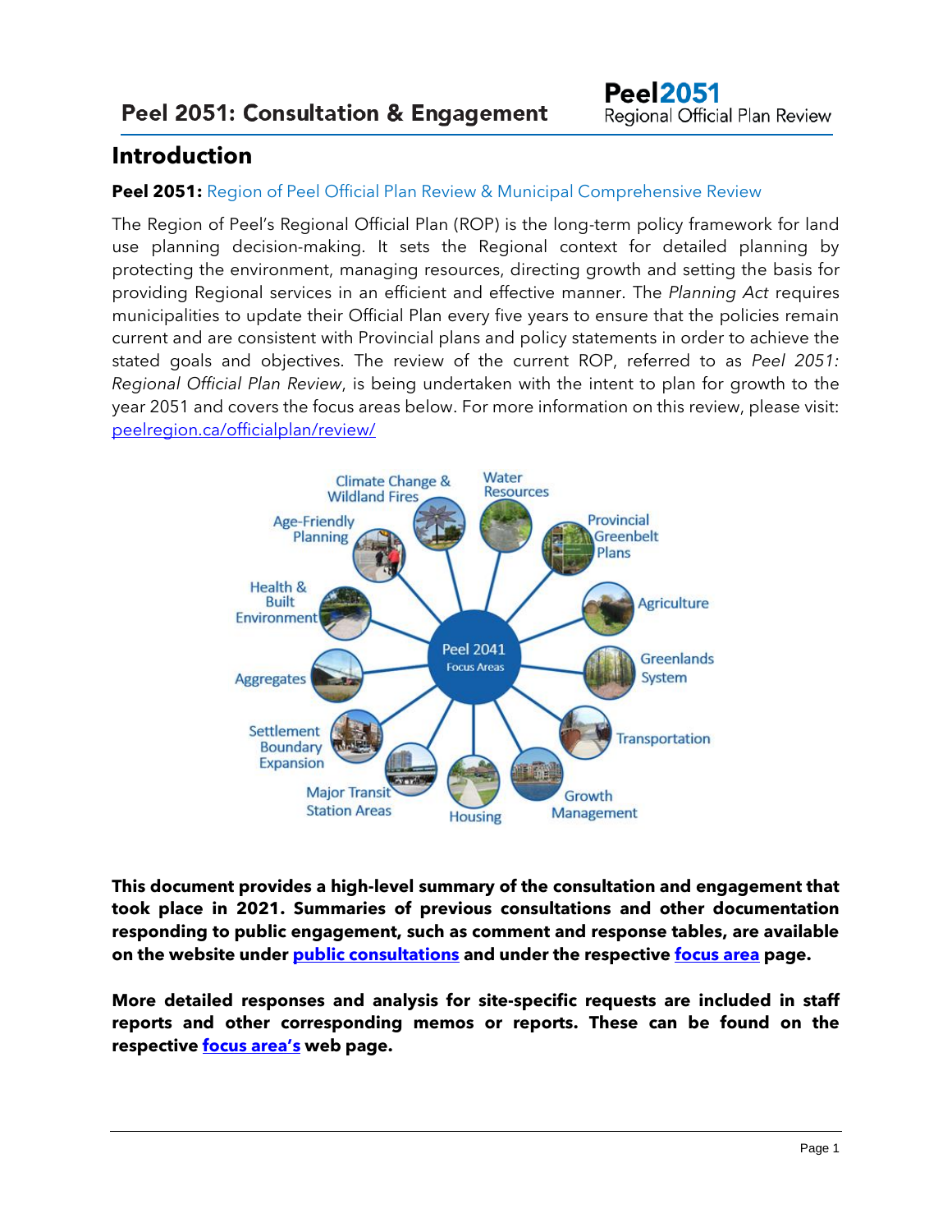## Introduction

**Peel 2051:** Region of Peel Official Plan Review & Municipal Comprehensive Review

The Region of Peel's Regional Official Plan (ROP) is the long-term policy framework for land use planning decision-making. It sets the Regional context for detailed planning by protecting the environment, managing resources, directing growth and setting the basis for providing Regional services in an efficient and effective manner. The *Planning Act* requires municipalities to update their Official Plan every five years to ensure that the policies remain current and are consistent with Provincial plans and policy statements in order to achieve the stated goals and objectives. The review of the current ROP, referred to as *Peel 2051: Regional Official Plan Review*, is being undertaken with the intent to plan for growth to the year 2051 and covers the focus areas below. For more information on this review, please visit: [peelregion.ca/officialplan/review/](peelregion.ca/officialplan/review/)

Peel 2041 Focus Areas: Climate Change & Wildland Fires; Water Resources; Provincial Greenbelt Plans; Agriculture; Greenlands System; Transportation; Growth Management; Housing; Major Transit Station Areas; Settlement Boundary Expansion; Aggregates; Health & Built Environment; Age-Friendly Planning

**This document provides a high-level summary of the consultation and engagement that took place in 2021. Summaries of previous consultations and other documentation responding to public engagement, such as comment and response tables, are available on the website under public consultations and under the respective focus area page.**

**More detailed responses and analysis for site-specific requests are included in staff reports and other corresponding memos or reports. These can be found on the respective focus area's web page.**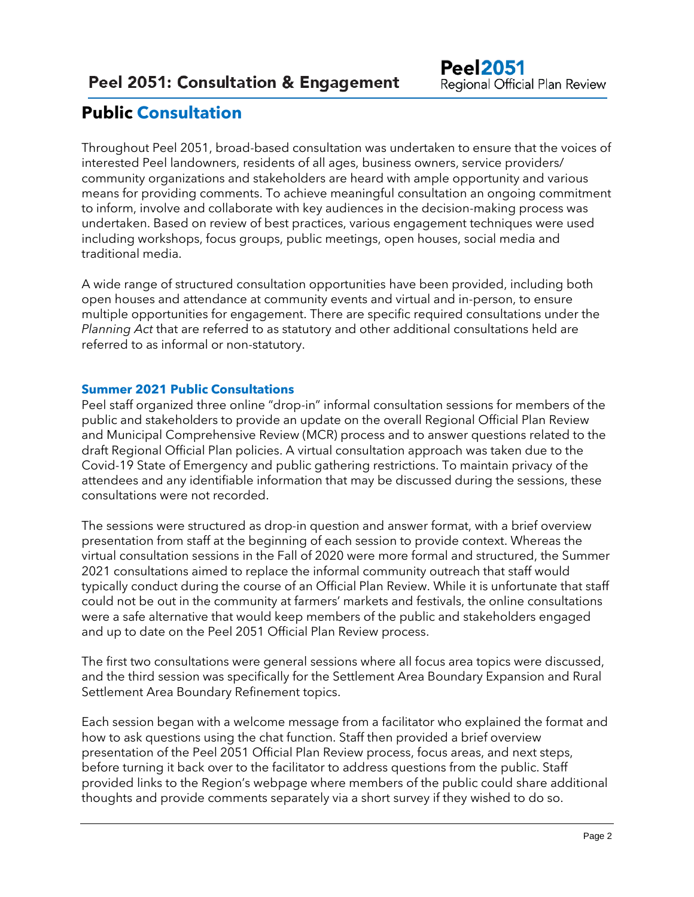## Public Consultation

Throughout Peel 2051, broad-based consultation was undertaken to ensure that the voices of interested Peel landowners, residents of all ages, business owners, service providers/ community organizations and stakeholders are heard with ample opportunity and various means for providing comments. To achieve meaningful consultation an ongoing commitment to inform, involve and collaborate with key audiences in the decision-making process was undertaken. Based on review of best practices, various engagement techniques were used including workshops, focus groups, public meetings, open houses, social media and traditional media.

A wide range of structured consultation opportunities have been provided, including both open houses and attendance at community events and virtual and in-person, to ensure multiple opportunities for engagement. There are specific required consultations under the *Planning Act* that are referred to as statutory and other additional consultations held are referred to as informal or non-statutory.

### Summer 2021 Public Consultations

Peel staff organized three online "drop-in" informal consultation sessions for members of the public and stakeholders to provide an update on the overall Regional Official Plan Review and Municipal Comprehensive Review (MCR) process and to answer questions related to the draft Regional Official Plan policies. A virtual consultation approach was taken due to the Covid-19 State of Emergency and public gathering restrictions. To maintain privacy of the attendees and any identifiable information that may be discussed during the sessions, these consultations were not recorded.

The sessions were structured as drop-in question and answer format, with a brief overview presentation from staff at the beginning of each session to provide context. Whereas the virtual consultation sessions in the Fall of 2020 were more formal and structured, the Summer 2021 consultations aimed to replace the informal community outreach that staff would typically conduct during the course of an Official Plan Review. While it is unfortunate that staff could not be out in the community at farmers' markets and festivals, the online consultations were a safe alternative that would keep members of the public and stakeholders engaged and up to date on the Peel 2051 Official Plan Review process.

The first two consultations were general sessions where all focus area topics were discussed, and the third session was specifically for the Settlement Area Boundary Expansion and Rural Settlement Area Boundary Refinement topics.

Each session began with a welcome message from a facilitator who explained the format and how to ask questions using the chat function. Staff then provided a brief overview presentation of the Peel 2051 Official Plan Review process, focus areas, and next steps, before turning it back over to the facilitator to address questions from the public. Staff provided links to the Region's webpage where members of the public could share additional thoughts and provide comments separately via a short survey if they wished to do so.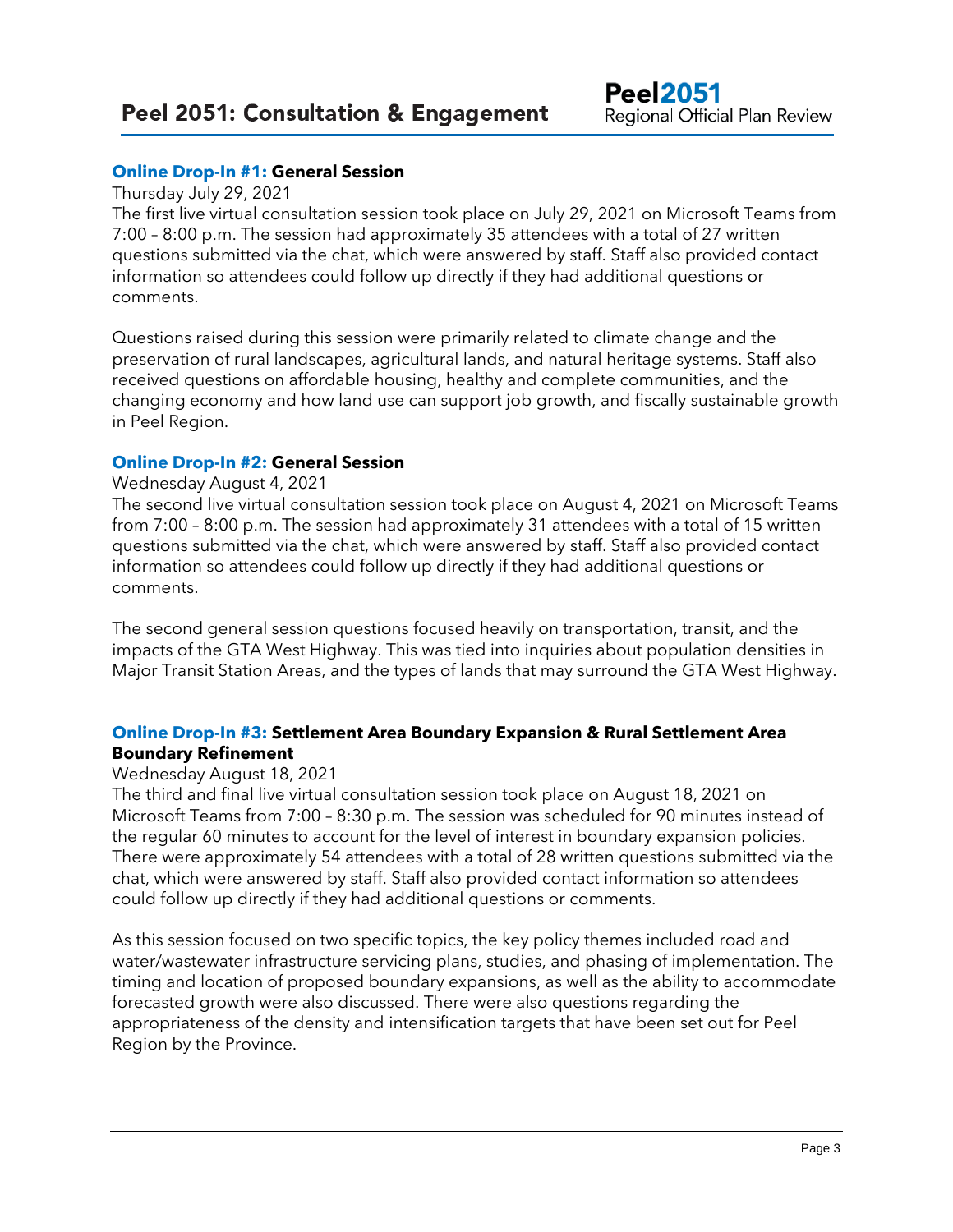### **Online Drop-In #1:** General Session

Thursday July 29, 2021

The first live virtual consultation session took place on July 29, 2021 on Microsoft Teams from 7:00 – 8:00 p.m. The session had approximately 35 attendees with a total of 27 written questions submitted via the chat, which were answered by staff. Staff also provided contact information so attendees could follow up directly if they had additional questions or comments.

Questions raised during this session were primarily related to climate change and the preservation of rural landscapes, agricultural lands, and natural heritage systems. Staff also received questions on affordable housing, healthy and complete communities, and the changing economy and how land use can support job growth, and fiscally sustainable growth in Peel Region.

### **Online Drop-In #2:** General Session

Wednesday August 4, 2021

The second live virtual consultation session took place on August 4, 2021 on Microsoft Teams from 7:00 – 8:00 p.m. The session had approximately 31 attendees with a total of 15 written questions submitted via the chat, which were answered by staff. Staff also provided contact information so attendees could follow up directly if they had additional questions or comments.

The second general session questions focused heavily on transportation, transit, and the impacts of the GTA West Highway. This was tied into inquiries about population densities in Major Transit Station Areas, and the types of lands that may surround the GTA West Highway.

### **Online Drop-In #3:** Settlement Area Boundary Expansion & Rural Settlement Area Boundary Refinement

Wednesday August 18, 2021

The third and final live virtual consultation session took place on August 18, 2021 on Microsoft Teams from 7:00 – 8:30 p.m. The session was scheduled for 90 minutes instead of the regular 60 minutes to account for the level of interest in boundary expansion policies. There were approximately 54 attendees with a total of 28 written questions submitted via the chat, which were answered by staff. Staff also provided contact information so attendees could follow up directly if they had additional questions or comments.

As this session focused on two specific topics, the key policy themes included road and water/wastewater infrastructure servicing plans, studies, and phasing of implementation. The timing and location of proposed boundary expansions, as well as the ability to accommodate forecasted growth were also discussed. There were also questions regarding the appropriateness of the density and intensification targets that have been set out for Peel Region by the Province.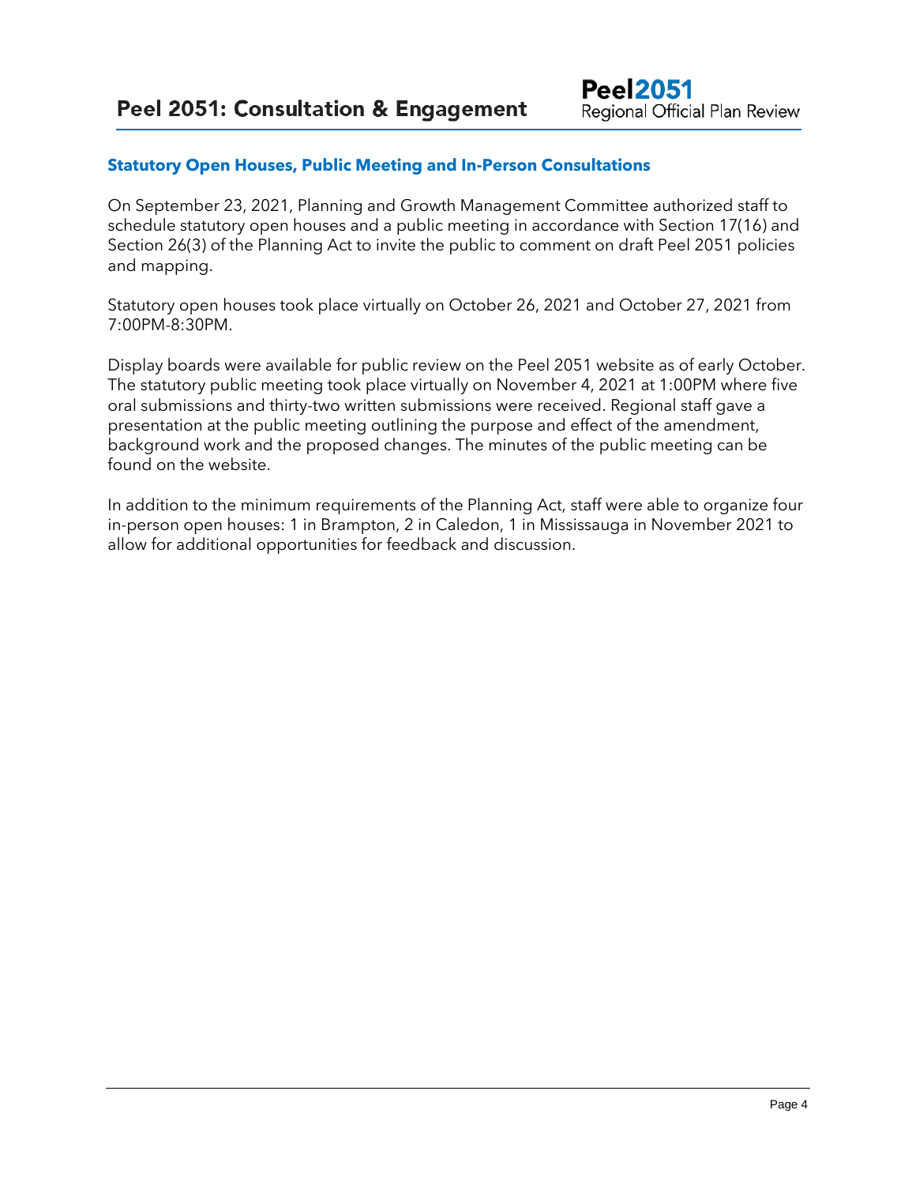### Statutory Open Houses, Public Meeting and In-Person Consultations

On September 23, 2021, Planning and Growth Management Committee authorized staff to schedule statutory open houses and a public meeting in accordance with Section 17(16) and Section 26(3) of the Planning Act to invite the public to comment on draft Peel 2051 policies and mapping.

Statutory open houses took place virtually on October 26, 2021 and October 27, 2021 from 7:00PM-8:30PM.

Display boards were available for public review on the Peel 2051 website as of early October. The statutory public meeting took place virtually on November 4, 2021 at 1:00PM where five oral submissions and thirty-two written submissions were received. Regional staff gave a presentation at the public meeting outlining the purpose and effect of the amendment, background work and the proposed changes. The minutes of the public meeting can be found on the website.

In addition to the minimum requirements of the Planning Act, staff were able to organize four in-person open houses: 1 in Brampton, 2 in Caledon, 1 in Mississauga in November 2021 to allow for additional opportunities for feedback and discussion.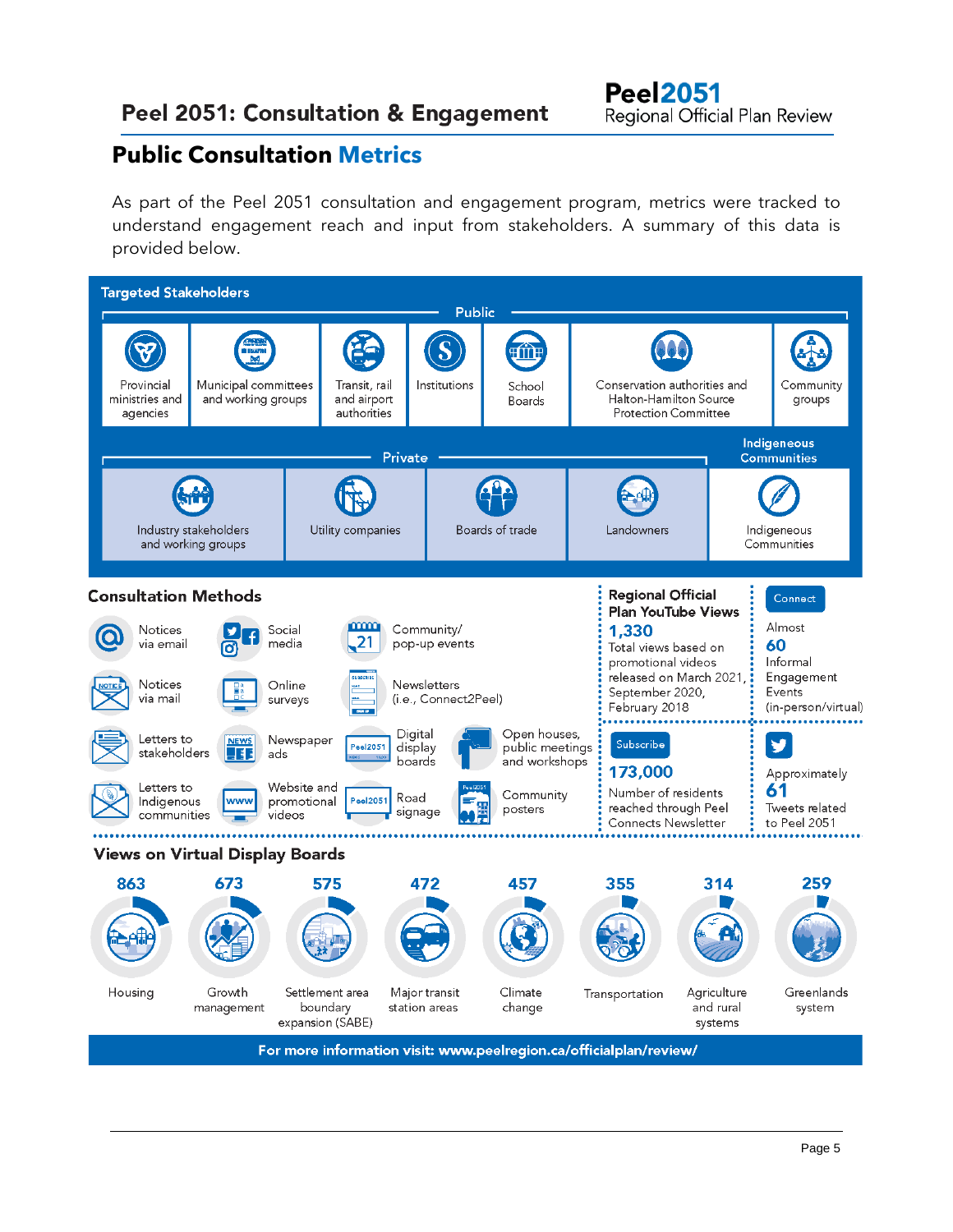# Peel 2051: Consultation & Engagement

**Peel2051**
Regional Official Plan Review

## Public Consultation Metrics

As part of the Peel 2051 consultation and engagement program, metrics were tracked to understand engagement reach and input from stakeholders. A summary of this data is provided below.

### Targeted Stakeholders

**Public**

- Provincial ministries and agencies
- Municipal committees and working groups
- Transit, rail and airport authorities
- Institutions
- School Boards
- Conservation authorities and Halton-Hamilton Source Protection Committee
- Community groups

**Private**

- Industry stakeholders and working groups
- Utility companies
- Boards of trade
- Landowners

**Indigenous Communities**

- Indigenous Communities

### Consultation Methods

- Notices via email
- Notices via mail
- Letters to stakeholders
- Letters to Indigenous communities
- Social media
- Online surveys
- Newspaper ads
- Website and promotional videos
- Community/ pop-up events
- Newsletters (i.e., Connect2Peel)
- Digital display boards
- Road signage
- Open houses, public meetings and workshops
- Community posters

**Regional Official Plan YouTube Views**

**1,330**
Total views based on promotional videos released on March 2021, September 2020, February 2018

**Connect**

Almost **60** Informal Engagement Events (in-person/virtual)

**Subscribe**

**173,000**
Number of residents reached through Peel Connects Newsletter

Approximately **61** Tweets related to Peel 2051

### Views on Virtual Display Boards

| Topic | Views |
| --- | --- |
| Housing | 863 |
| Growth management | 673 |
| Settlement area boundary expansion (SABE) | 575 |
| Major transit station areas | 472 |
| Climate change | 457 |
| Transportation | 355 |
| Agriculture and rural systems | 314 |
| Greenlands system | 259 |

For more information visit: www.peelregion.ca/officialplan/review/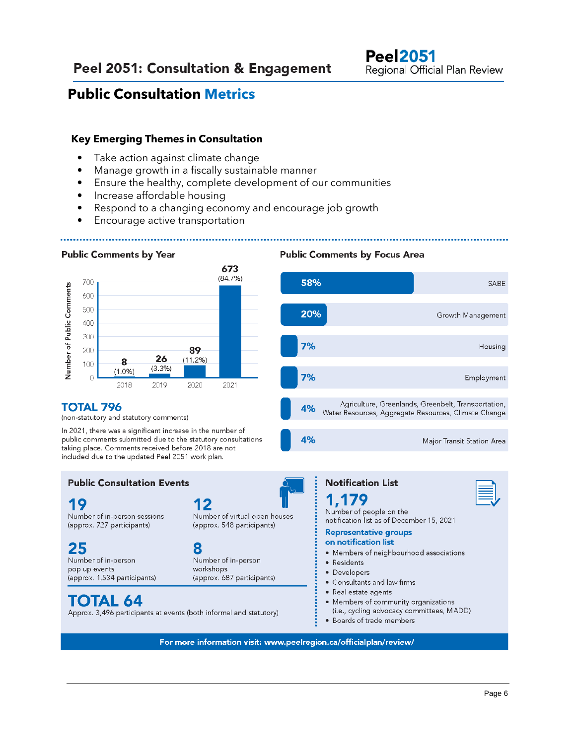# Peel 2051: Consultation & Engagement

Peel2051 Regional Official Plan Review

## Public Consultation Metrics

### Key Emerging Themes in Consultation

- Take action against climate change
- Manage growth in a fiscally sustainable manner
- Ensure the healthy, complete development of our communities
- Increase affordable housing
- Respond to a changing economy and encourage job growth
- Encourage active transportation

### Public Comments by Year

| Year | Number of Public Comments | Percentage |
|---|---|---|
| 2018 | 8 | (1.0%) |
| 2019 | 26 | (3.3%) |
| 2020 | 89 | (11.2%) |
| 2021 | 673 | (84.7%) |

**TOTAL 796**
(non-statutory and statutory comments)

In 2021, there was a significant increase in the number of public comments submitted due to the statutory consultations taking place. Comments received before 2018 are not included due to the updated Peel 2051 work plan.

### Public Comments by Focus Area

| Percentage | Focus Area |
|---|---|
| 58% | SABE |
| 20% | Growth Management |
| 7% | Housing |
| 7% | Employment |
| 4% | Agriculture, Greenlands, Greenbelt, Transportation, Water Resources, Aggregate Resources, Climate Change |
| 4% | Major Transit Station Area |

### Public Consultation Events

**19**
Number of in-person sessions (approx. 727 participants)

**12**
Number of virtual open houses (approx. 548 participants)

**25**
Number of in-person pop up events (approx. 1,534 participants)

**8**
Number of in-person workshops (approx. 687 participants)

**TOTAL 64**
Approx. 3,496 participants at events (both informal and statutory)

### Notification List

**1,179**
Number of people on the notification list as of December 15, 2021

**Representative groups on notification list**

- Members of neighbourhood associations
- Residents
- Developers
- Consultants and law firms
- Real estate agents
- Members of community organizations (i.e., cycling advocacy committees, MADD)
- Boards of trade members

**For more information visit: www.peelregion.ca/officialplan/review/**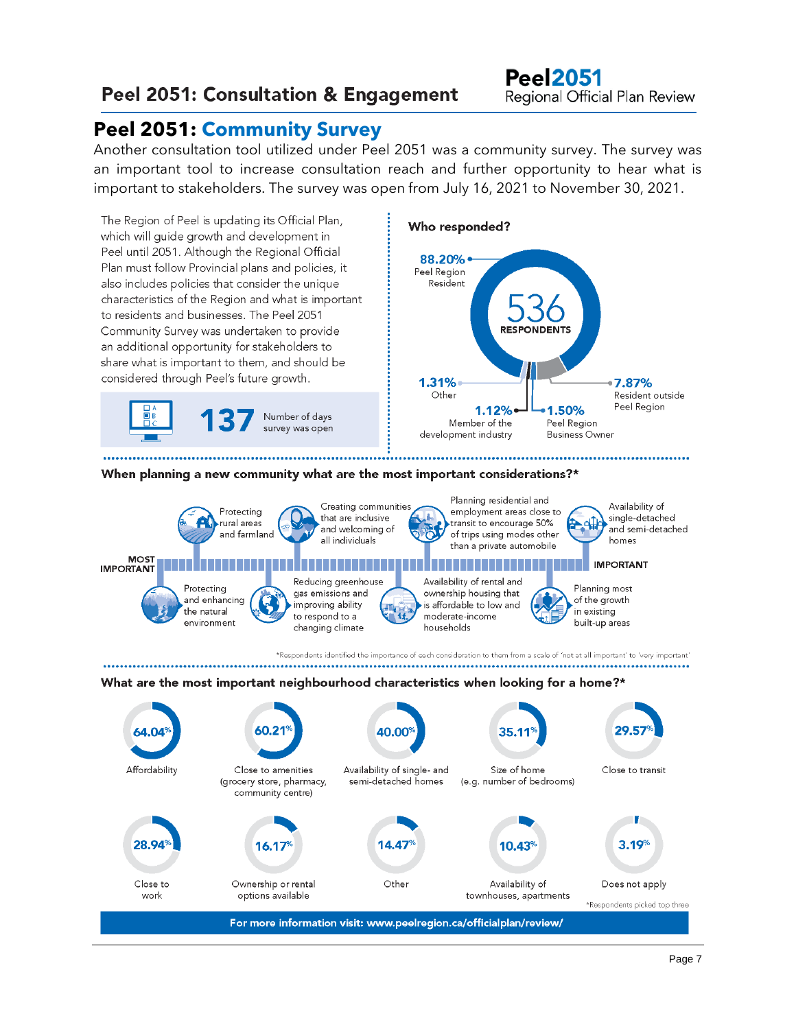# Peel 2051: Consultation & Engagement

## Peel 2051: Community Survey

Another consultation tool utilized under Peel 2051 was a community survey. The survey was an important tool to increase consultation reach and further opportunity to hear what is important to stakeholders. The survey was open from July 16, 2021 to November 30, 2021.

The Region of Peel is updating its Official Plan, which will guide growth and development in Peel until 2051. Although the Regional Official Plan must follow Provincial plans and policies, it also includes policies that consider the unique characteristics of the Region and what is important to residents and businesses. The Peel 2051 Community Survey was undertaken to provide an additional opportunity for stakeholders to share what is important to them, and should be considered through Peel's future growth.

**137** Number of days survey was open

### Who responded?

**536 RESPONDENTS**

| Respondent type | Percentage |
| --- | --- |
| Peel Region Resident | 88.20% |
| Resident outside Peel Region | 7.87% |
| Peel Region Business Owner | 1.50% |
| Member of the development industry | 1.12% |
| Other | 1.31% |

### When planning a new community what are the most important considerations?*

MOST IMPORTANT → IMPORTANT

1. Protecting and enhancing the natural environment
2. Protecting rural areas and farmland
3. Reducing greenhouse gas emissions and improving ability to respond to a changing climate
4. Creating communities that are inclusive and welcoming of all individuals
5. Availability of rental and ownership housing that is affordable to low and moderate-income households
6. Planning residential and employment areas close to transit to encourage 50% of trips using modes other than a private automobile
7. Planning most of the growth in existing built-up areas
8. Availability of single-detached and semi-detached homes

*Respondents identified the importance of each consideration to them from a scale of 'not at all important' to 'very important'

### What are the most important neighbourhood characteristics when looking for a home?*

| Characteristic | Percentage |
| --- | --- |
| Affordability | 64.04% |
| Close to amenities (grocery store, pharmacy, community centre) | 60.21% |
| Availability of single- and semi-detached homes | 40.00% |
| Size of home (e.g. number of bedrooms) | 35.11% |
| Close to transit | 29.57% |
| Close to work | 28.94% |
| Ownership or rental options available | 16.17% |
| Other | 14.47% |
| Availability of townhouses, apartments | 10.43% |
| Does not apply | 3.19% |

*Respondents picked top three

**For more information visit: www.peelregion.ca/officialplan/review/**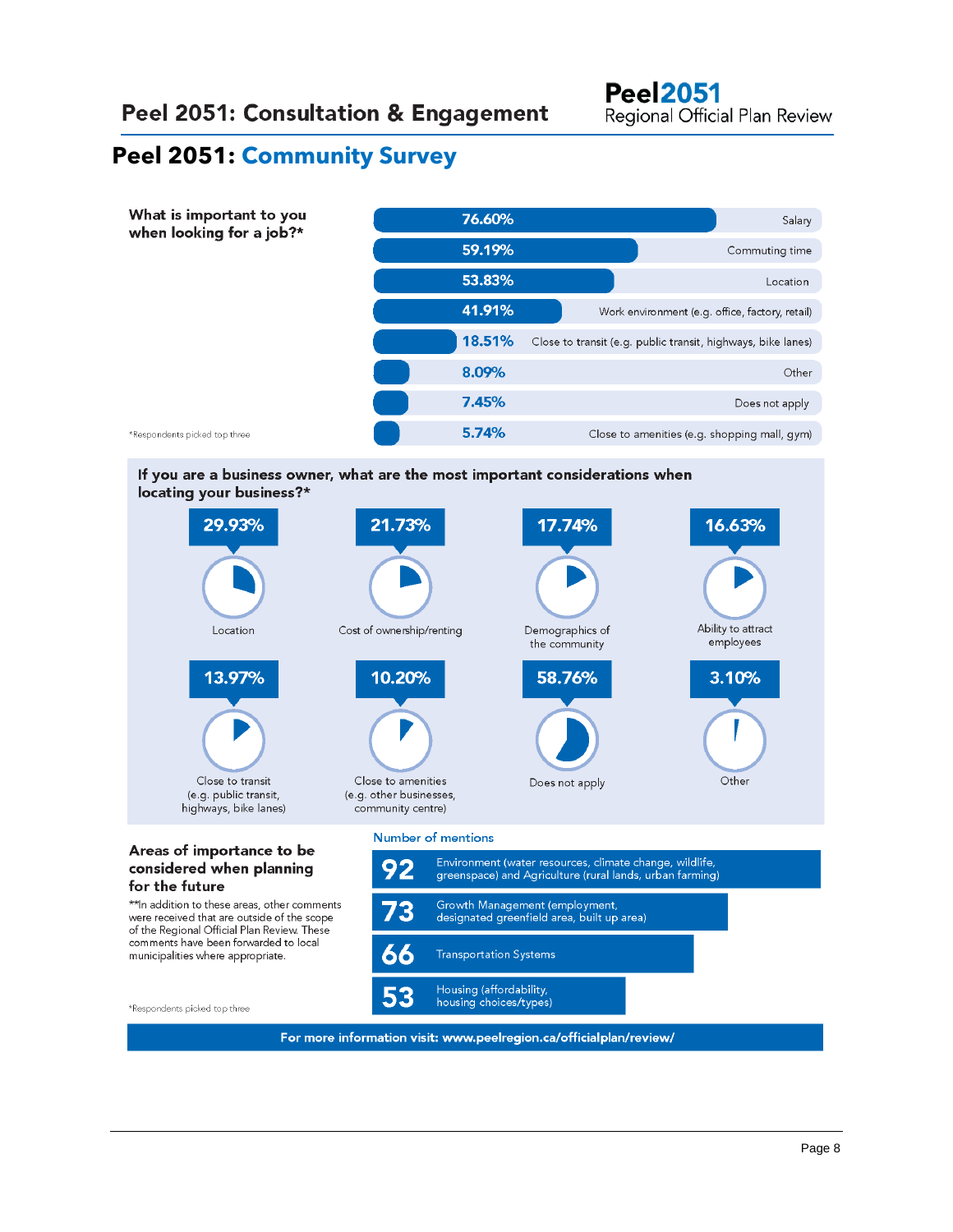## Peel 2051: Consultation & Engagement

**Peel2051**
Regional Official Plan Review

# Peel 2051: Community Survey

### What is important to you when looking for a job?*

| Percentage | Response |
|---|---|
| 76.60% | Salary |
| 59.19% | Commuting time |
| 53.83% | Location |
| 41.91% | Work environment (e.g. office, factory, retail) |
| 18.51% | Close to transit (e.g. public transit, highways, bike lanes) |
| 8.09% | Other |
| 7.45% | Does not apply |
| 5.74% | Close to amenities (e.g. shopping mall, gym) |

*Respondents picked top three

### If you are a business owner, what are the most important considerations when locating your business?*

| Percentage | Consideration |
|---|---|
| 29.93% | Location |
| 21.73% | Cost of ownership/renting |
| 17.74% | Demographics of the community |
| 16.63% | Ability to attract employees |
| 13.97% | Close to transit (e.g. public transit, highways, bike lanes) |
| 10.20% | Close to amenities (e.g. other businesses, community centre) |
| 58.76% | Does not apply |
| 3.10% | Other |

### Areas of importance to be considered when planning for the future

**In addition to these areas, other comments were received that are outside of the scope of the Regional Official Plan Review. These comments have been forwarded to local municipalities where appropriate.

Number of mentions

| Number of mentions | Area |
|---|---|
| 92 | Environment (water resources, climate change, wildlife, greenspace) and Agriculture (rural lands, urban farming) |
| 73 | Growth Management (employment, designated greenfield area, built up area) |
| 66 | Transportation Systems |
| 53 | Housing (affordability, housing choices/types) |

*Respondents picked top three

**For more information visit: www.peelregion.ca/officialplan/review/**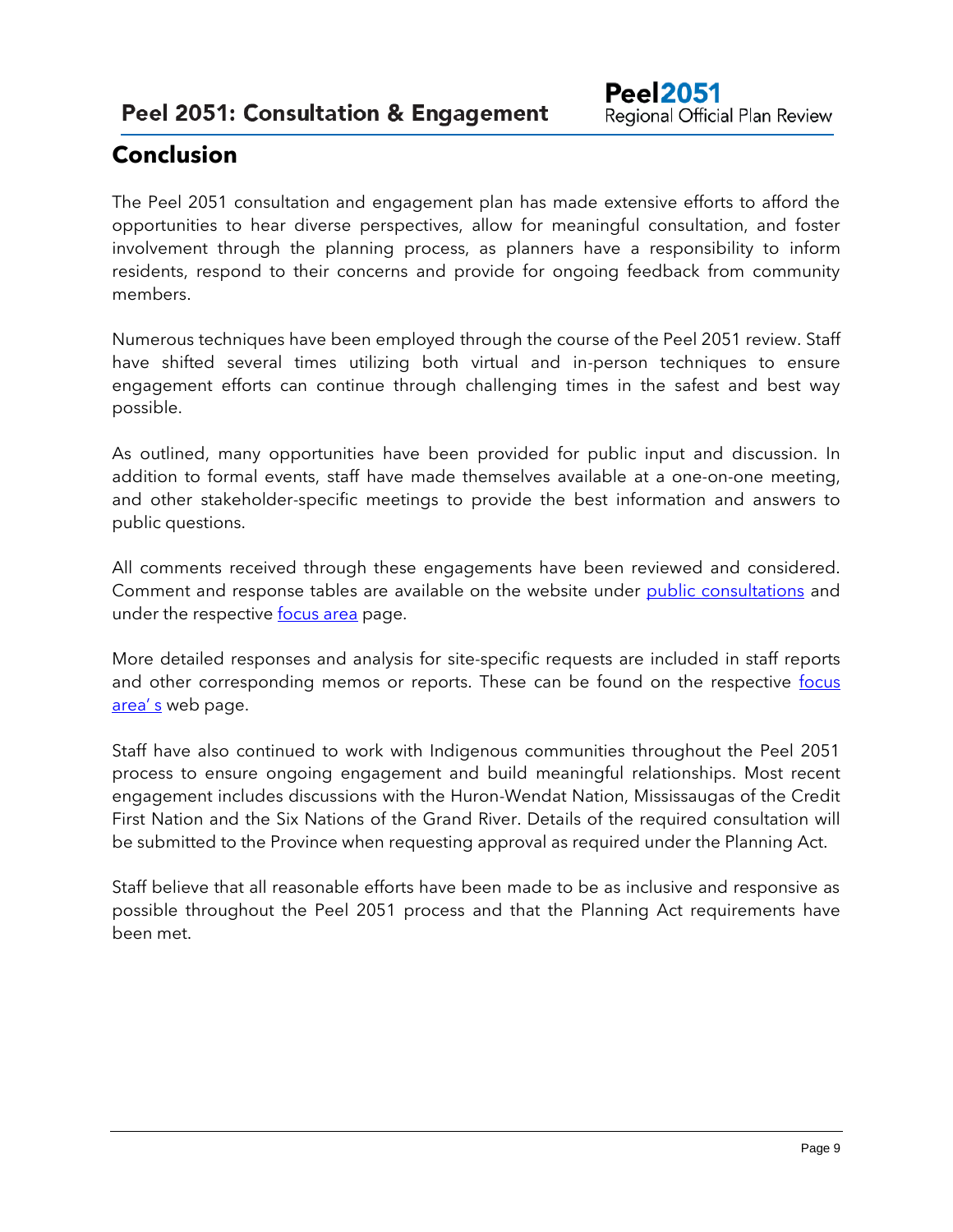## Conclusion

The Peel 2051 consultation and engagement plan has made extensive efforts to afford the opportunities to hear diverse perspectives, allow for meaningful consultation, and foster involvement through the planning process, as planners have a responsibility to inform residents, respond to their concerns and provide for ongoing feedback from community members.

Numerous techniques have been employed through the course of the Peel 2051 review. Staff have shifted several times utilizing both virtual and in-person techniques to ensure engagement efforts can continue through challenging times in the safest and best way possible.

As outlined, many opportunities have been provided for public input and discussion. In addition to formal events, staff have made themselves available at a one-on-one meeting, and other stakeholder-specific meetings to provide the best information and answers to public questions.

All comments received through these engagements have been reviewed and considered. Comment and response tables are available on the website under public consultations and under the respective focus area page.

More detailed responses and analysis for site-specific requests are included in staff reports and other corresponding memos or reports. These can be found on the respective focus area' s web page.

Staff have also continued to work with Indigenous communities throughout the Peel 2051 process to ensure ongoing engagement and build meaningful relationships. Most recent engagement includes discussions with the Huron-Wendat Nation, Mississaugas of the Credit First Nation and the Six Nations of the Grand River. Details of the required consultation will be submitted to the Province when requesting approval as required under the Planning Act.

Staff believe that all reasonable efforts have been made to be as inclusive and responsive as possible throughout the Peel 2051 process and that the Planning Act requirements have been met.